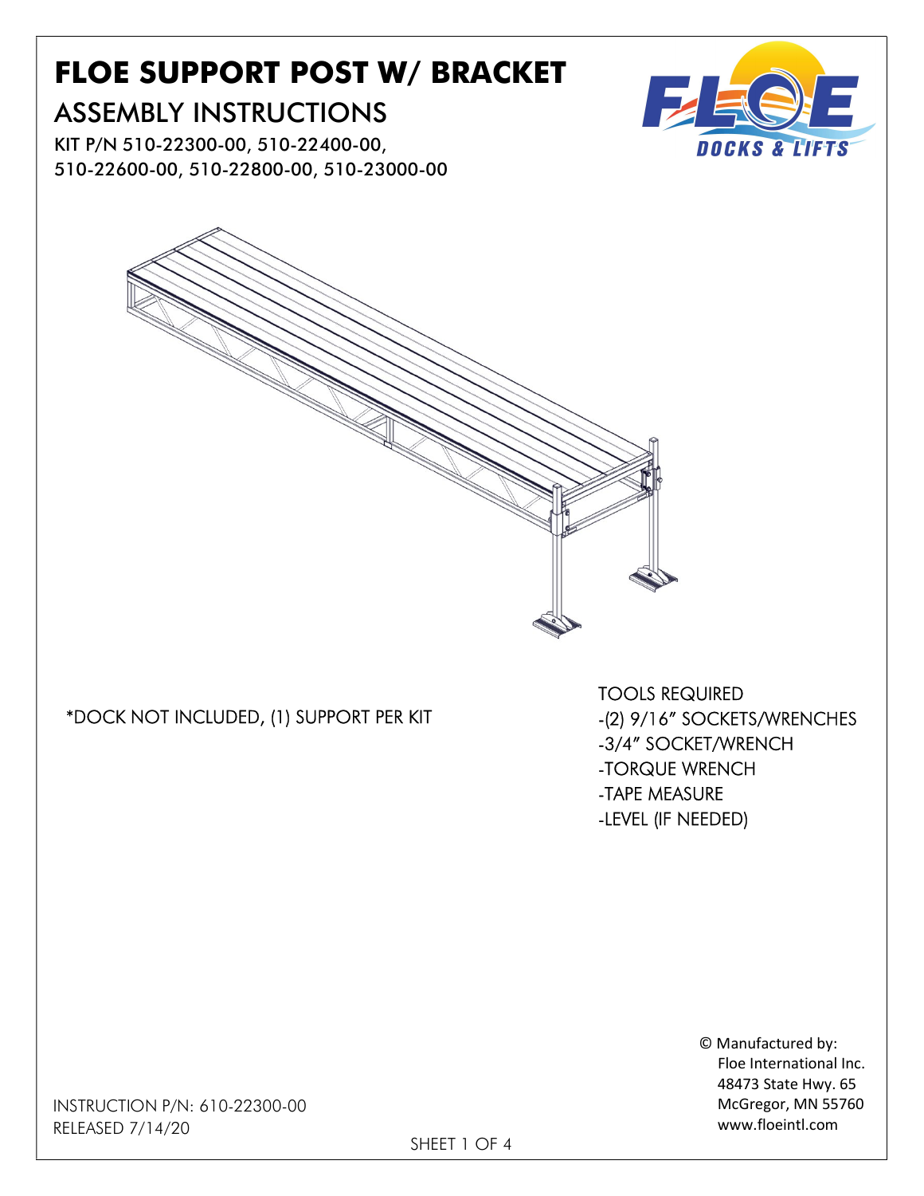# FLOE SUPPORT POST W/ BRACKET

## ASSEMBLY INSTRUCTIONS

KIT P/N 510-22300-00, 510-22400-00, 510-22600-00, 510-22800-00, 510-23000-00

*DOCK NOT INCLUDED, (1) SUPPORT PER KIT

TOOLS REQUIRED

- (2) 9/16" SOCKETS/WRENCHES
- 3/4" SOCKET/WRENCH
- TORQUE WRENCH
- TAPE MEASURE
- LEVEL (IF NEEDED)

© Manufactured by:
Floe International Inc.
48473 State Hwy. 65
McGregor, MN 55760
www.floeintl.com

INSTRUCTION P/N: 610-22300-00
RELEASED 7/14/20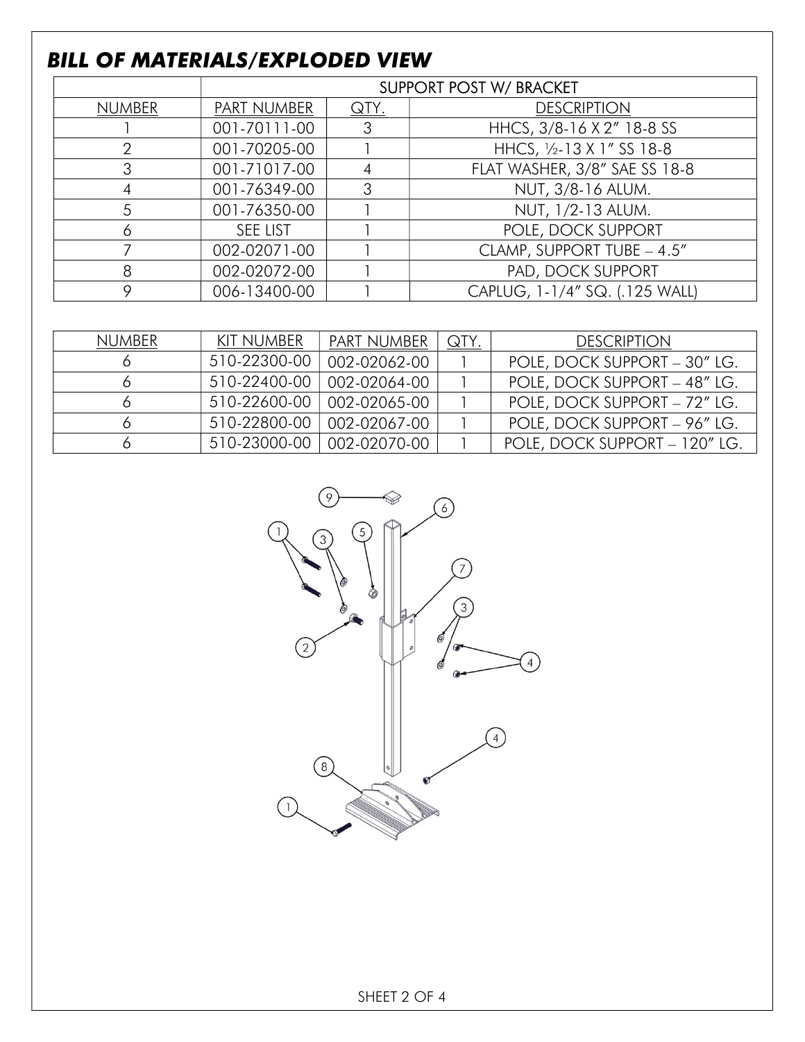## *BILL OF MATERIALS/EXPLODED VIEW*

| | SUPPORT POST W/ BRACKET | | |
|---|---|---|---|
| NUMBER | PART NUMBER | QTY. | DESCRIPTION |
| 1 | 001-70111-00 | 3 | HHCS, 3/8-16 X 2" 18-8 SS |
| 2 | 001-70205-00 | 1 | HHCS, ½-13 X 1" SS 18-8 |
| 3 | 001-71017-00 | 4 | FLAT WASHER, 3/8" SAE SS 18-8 |
| 4 | 001-76349-00 | 3 | NUT, 3/8-16 ALUM. |
| 5 | 001-76350-00 | 1 | NUT, 1/2-13 ALUM. |
| 6 | SEE LIST | 1 | POLE, DOCK SUPPORT |
| 7 | 002-02071-00 | 1 | CLAMP, SUPPORT TUBE – 4.5" |
| 8 | 002-02072-00 | 1 | PAD, DOCK SUPPORT |
| 9 | 006-13400-00 | 1 | CAPLUG, 1-1/4" SQ. (.125 WALL) |

| NUMBER | KIT NUMBER | PART NUMBER | QTY. | DESCRIPTION |
|---|---|---|---|---|
| 6 | 510-22300-00 | 002-02062-00 | 1 | POLE, DOCK SUPPORT – 30" LG. |
| 6 | 510-22400-00 | 002-02064-00 | 1 | POLE, DOCK SUPPORT – 48" LG. |
| 6 | 510-22600-00 | 002-02065-00 | 1 | POLE, DOCK SUPPORT – 72" LG. |
| 6 | 510-22800-00 | 002-02067-00 | 1 | POLE, DOCK SUPPORT – 96" LG. |
| 6 | 510-23000-00 | 002-02070-00 | 1 | POLE, DOCK SUPPORT – 120" LG. |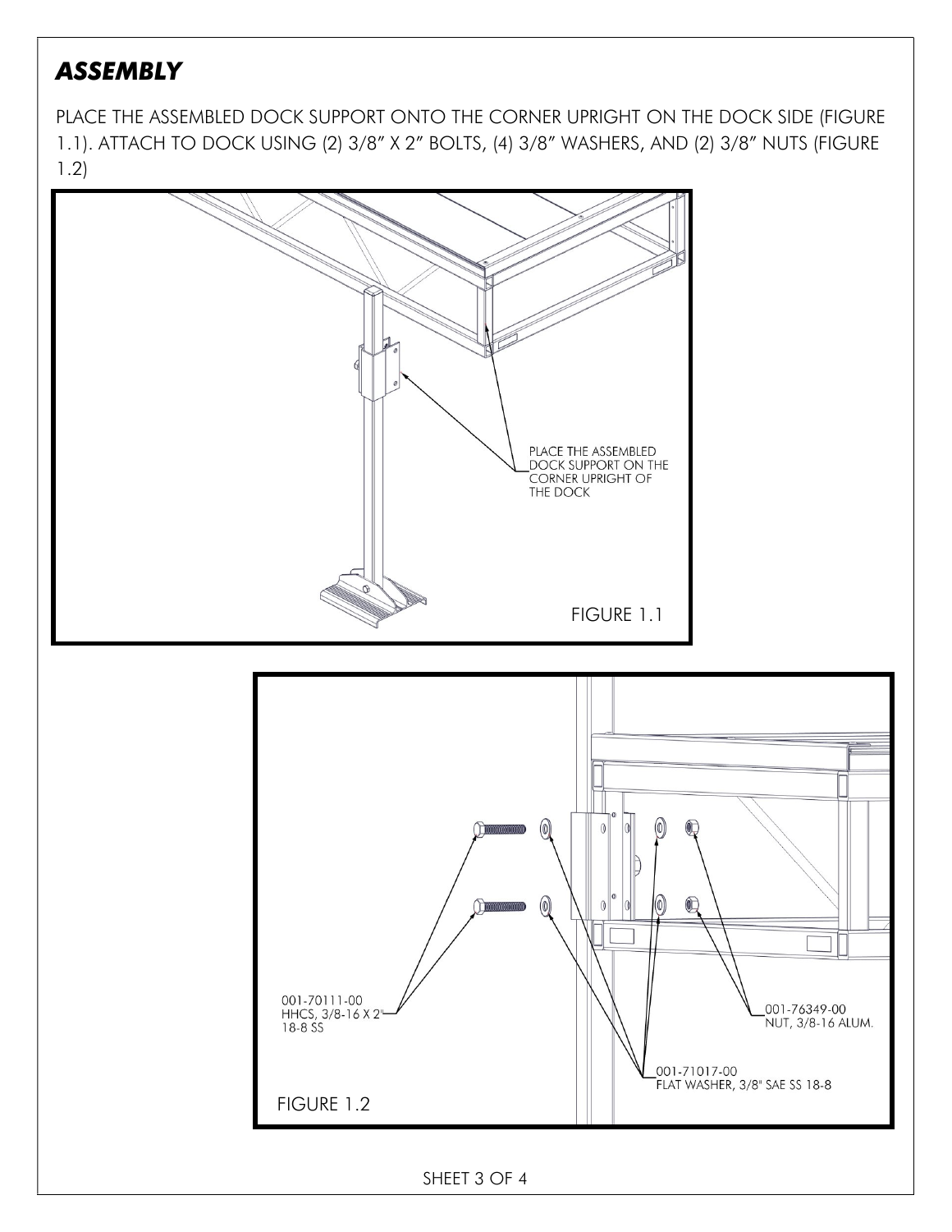# *ASSEMBLY*

PLACE THE ASSEMBLED DOCK SUPPORT ONTO THE CORNER UPRIGHT ON THE DOCK SIDE (FIGURE 1.1). ATTACH TO DOCK USING (2) 3/8" X 2" BOLTS, (4) 3/8" WASHERS, AND (2) 3/8" NUTS (FIGURE 1.2)

PLACE THE ASSEMBLED DOCK SUPPORT ON THE CORNER UPRIGHT OF THE DOCK

FIGURE 1.1

001-70111-00
HHCS, 3/8-16 X 2"
18-8 SS

001-76349-00
NUT, 3/8-16 ALUM.

001-71017-00
FLAT WASHER, 3/8" SAE SS 18-8

FIGURE 1.2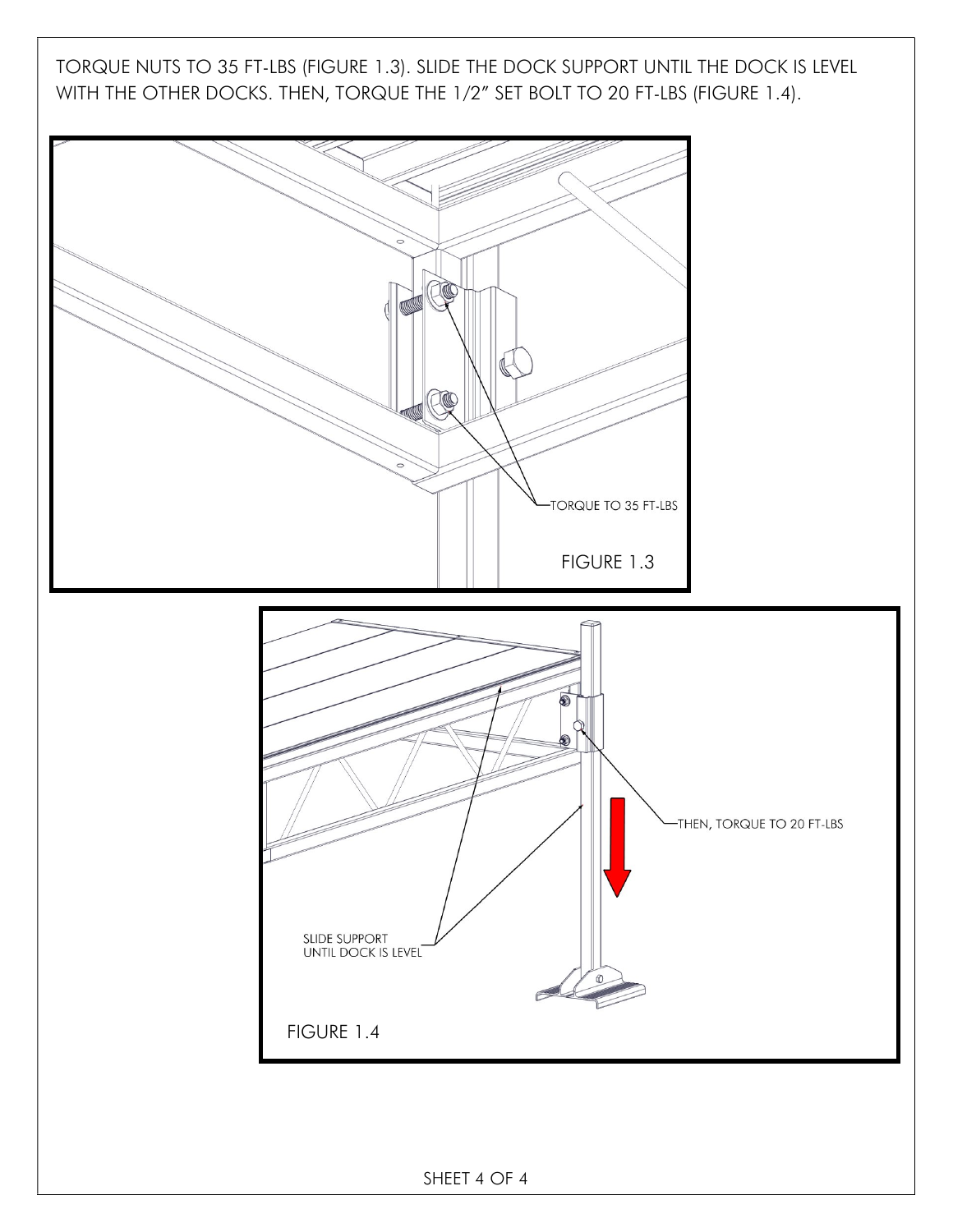TORQUE NUTS TO 35 FT-LBS (FIGURE 1.3). SLIDE THE DOCK SUPPORT UNTIL THE DOCK IS LEVEL WITH THE OTHER DOCKS. THEN, TORQUE THE 1/2" SET BOLT TO 20 FT-LBS (FIGURE 1.4).

TORQUE TO 35 FT-LBS

FIGURE 1.3

THEN, TORQUE TO 20 FT-LBS

SLIDE SUPPORT UNTIL DOCK IS LEVEL

FIGURE 1.4